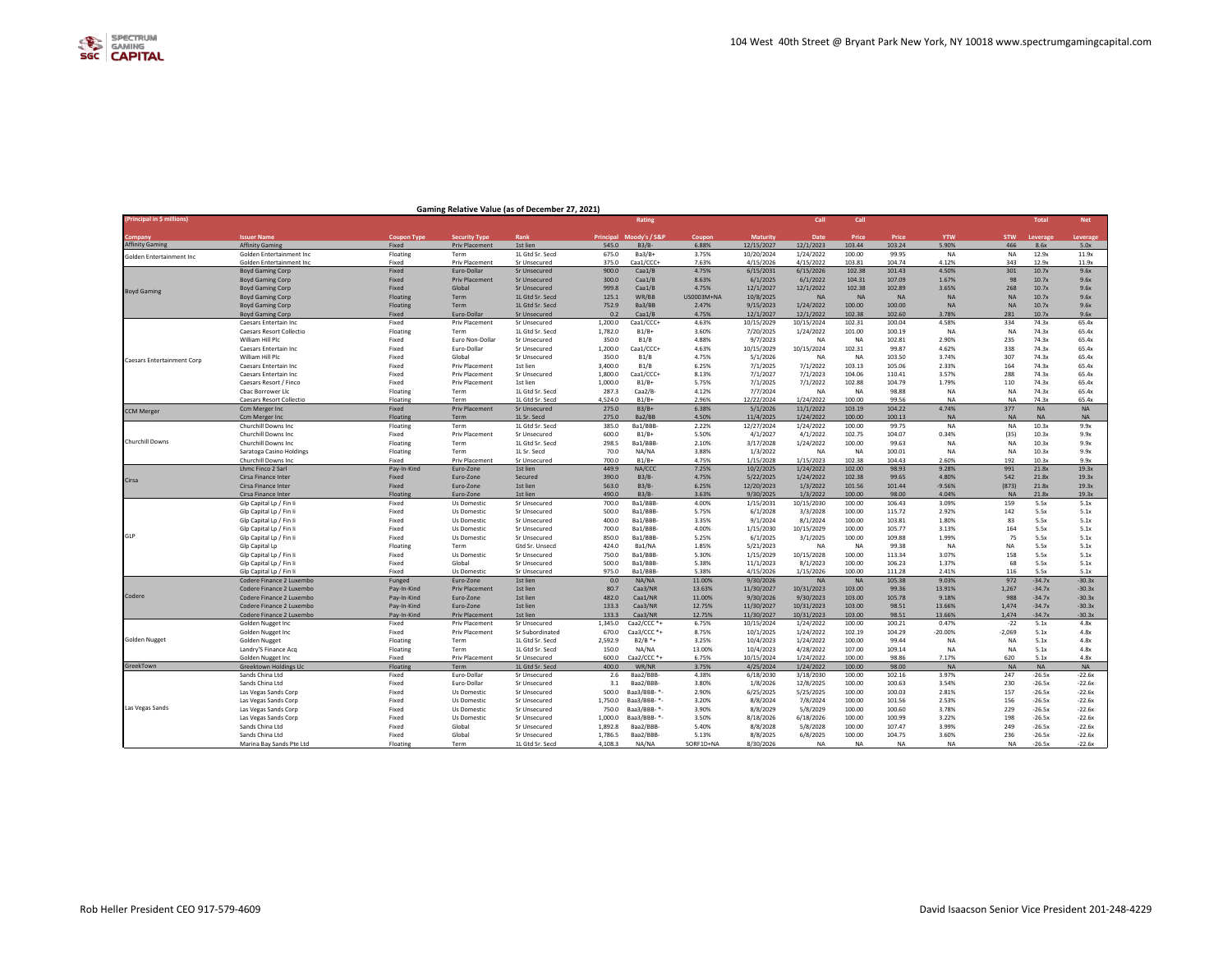104 West 40th Street @ Bryant Park New York, NY 10018 www.spectrumgamingcapital.com

## Gaming Relative Value (as of December 27, 2021)

| Company | Issuer Name | Coupon Type | Security Type | Rank | Principal | Rating Moody's / S&P | Coupon | Maturity | Call Date | Call Price | Price | YTW | STW | Total Leverage | Net Leverage |
|---|---|---|---|---|---|---|---|---|---|---|---|---|---|---|---|
| (Principal in $ millions) | | | | | | | | | | | | | | | |
| Affinity Gaming | Affinity Gaming | Fixed | Priv Placement | 1st lien | 545.0 | B3/B- | 6.88% | 12/15/2027 | 12/1/2023 | 103.44 | 103.24 | 5.90% | 466 | 8.6x | 5.0x |
| Golden Entertainment Inc | Golden Entertainment Inc | Floating | Term | 1L Gtd Sr. Secd | 675.0 | Ba3/B+ | 3.75% | 10/20/2024 | 1/24/2022 | 100.00 | 99.95 | NA | NA | 12.9x | 11.9x |
| | Golden Entertainment Inc | Fixed | Priv Placement | Sr Unsecured | 375.0 | Caa1/CCC+ | 7.63% | 4/15/2026 | 4/15/2022 | 103.81 | 104.74 | 4.12% | 343 | 12.9x | 11.9x |
| Boyd Gaming | Boyd Gaming Corp | Fixed | Euro-Dollar | Sr Unsecured | 900.0 | Caa1/B | 4.75% | 6/15/2031 | 6/15/2026 | 102.38 | 101.43 | 4.50% | 301 | 10.7x | 9.6x |
| | Boyd Gaming Corp | Fixed | Priv Placement | Sr Unsecured | 300.0 | Caa1/B | 8.63% | 6/1/2025 | 6/1/2022 | 104.31 | 107.09 | 1.67% | 98 | 10.7x | 9.6x |
| | Boyd Gaming Corp | Fixed | Global | Sr Unsecured | 999.8 | Caa1/B | 4.75% | 12/1/2027 | 12/1/2022 | 102.38 | 102.89 | 3.65% | 268 | 10.7x | 9.6x |
| | Boyd Gaming Corp | Floating | Term | 1L Gtd Sr. Secd | 125.1 | WR/BB | US0003M+NA | 10/8/2025 | NA | NA | NA | NA | NA | 10.7x | 9.6x |
| | Boyd Gaming Corp | Floating | Term | 1L Gtd Sr. Secd | 752.9 | Ba3/BB | 2.47% | 9/15/2023 | 1/24/2022 | 100.00 | 100.00 | NA | NA | 10.7x | 9.6x |
| | Boyd Gaming Corp | Fixed | Euro-Dollar | Sr Unsecured | 0.2 | Caa1/B | 4.75% | 12/1/2027 | 12/1/2022 | 102.38 | 102.60 | 3.78% | 281 | 10.7x | 9.6x |
| Caesars Entertainment Corp | Caesars Entertain Inc | Fixed | Priv Placement | Sr Unsecured | 1,200.0 | Caa1/CCC+ | 4.63% | 10/15/2029 | 10/15/2024 | 102.31 | 100.04 | 4.58% | 334 | 74.3x | 65.4x |
| | Caesars Resort Collectio | Floating | Term | 1L Gtd Sr. Secd | 1,782.0 | B1/B+ | 3.60% | 7/20/2025 | 1/24/2022 | 101.00 | 100.19 | NA | NA | 74.3x | 65.4x |
| | William Hill Plc | Fixed | Euro Non-Dollar | Sr Unsecured | 350.0 | B1/B | 4.88% | 9/7/2023 | NA | NA | 102.81 | 2.90% | 235 | 74.3x | 65.4x |
| | Caesars Entertain Inc | Fixed | Euro-Dollar | Sr Unsecured | 1,200.0 | Caa1/CCC+ | 4.63% | 10/15/2029 | 10/15/2024 | 102.31 | 99.87 | 4.62% | 338 | 74.3x | 65.4x |
| | William Hill Plc | Fixed | Global | Sr Unsecured | 350.0 | B1/B | 4.75% | 5/1/2026 | NA | NA | 103.50 | 3.74% | 307 | 74.3x | 65.4x |
| | Caesars Entertain Inc | Fixed | Priv Placement | 1st lien | 3,400.0 | B1/B | 6.25% | 7/1/2025 | 7/1/2022 | 103.13 | 105.06 | 2.33% | 164 | 74.3x | 65.4x |
| | Caesars Entertain Inc | Fixed | Priv Placement | Sr Unsecured | 1,800.0 | Caa1/CCC+ | 8.13% | 7/1/2027 | 7/1/2023 | 104.06 | 110.41 | 3.57% | 288 | 74.3x | 65.4x |
| | Caesars Resort / Finco | Fixed | Priv Placement | 1st lien | 1,000.0 | B1/B+ | 5.75% | 7/1/2025 | 7/1/2022 | 102.88 | 104.79 | 1.79% | 110 | 74.3x | 65.4x |
| | Cbac Borrower Llc | Floating | Term | 1L Gtd Sr. Secd | 287.3 | Caa2/B- | 4.12% | 7/7/2024 | NA | NA | 98.88 | NA | NA | 74.3x | 65.4x |
| | Caesars Resort Collectio | Floating | Term | 1L Gtd Sr. Secd | 4,524.0 | B1/B+ | 2.96% | 12/22/2024 | 1/24/2022 | 100.00 | 99.56 | NA | NA | 74.3x | 65.4x |
| CCM Merger | Ccm Merger Inc | Fixed | Priv Placement | Sr Unsecured | 275.0 | B3/B+ | 6.38% | 5/1/2026 | 11/1/2022 | 103.19 | 104.22 | 4.74% | 377 | NA | NA |
| | Ccm Merger Inc | Floating | Term | 1L Sr. Secd | 275.0 | Ba2/BB | 4.50% | 11/4/2025 | 1/24/2022 | 100.00 | 100.13 | NA | NA | NA | NA |
| Churchill Downs | Churchill Downs Inc | Floating | Term | 1L Gtd Sr. Secd | 385.0 | Ba1/BBB- | 2.22% | 12/27/2024 | 1/24/2022 | 100.00 | 99.75 | NA | NA | 10.3x | 9.9x |
| | Churchill Downs Inc | Fixed | Priv Placement | Sr Unsecured | 600.0 | B1/B+ | 5.50% | 4/1/2027 | 4/1/2022 | 102.75 | 104.07 | 0.34% | (35) | 10.3x | 9.9x |
| | Churchill Downs Inc | Floating | Term | 1L Gtd Sr. Secd | 298.5 | Ba1/BBB- | 2.10% | 3/17/2028 | 1/24/2022 | 100.00 | 99.63 | NA | NA | 10.3x | 9.9x |
| | Saratoga Casino Holdings | Floating | Term | 1L Sr. Secd | 70.0 | NA/NA | 3.88% | 1/3/2022 | NA | NA | 100.01 | NA | NA | 10.3x | 9.9x |
| | Churchill Downs Inc | Fixed | Priv Placement | Sr Unsecured | 700.0 | B1/B+ | 4.75% | 1/15/2028 | 1/15/2023 | 102.38 | 104.43 | 2.60% | 192 | 10.3x | 9.9x |
| Cirsa | Lhmc Finco 2 Sarl | Pay-In-Kind | Euro-Zone | 1st lien | 449.9 | NA/CCC | 7.25% | 10/2/2025 | 1/24/2022 | 102.00 | 98.93 | 9.28% | 991 | 21.8x | 19.3x |
| | Cirsa Finance Inter | Fixed | Euro-Zone | Secured | 390.0 | B3/B- | 4.75% | 5/22/2025 | 1/24/2022 | 102.38 | 99.65 | 4.80% | 542 | 21.8x | 19.3x |
| | Cirsa Finance Inter | Fixed | Euro-Zone | 1st lien | 563.0 | B3/B- | 6.25% | 12/20/2023 | 1/3/2022 | 101.56 | 101.44 | -9.56% | (873) | 21.8x | 19.3x |
| | Cirsa Finance Inter | Floating | Euro-Zone | 1st lien | 490.0 | B3/B- | 3.63% | 9/30/2025 | 1/3/2022 | 100.00 | 98.00 | 4.04% | NA | 21.8x | 19.3x |
| GLP | Glp Capital Lp / Fin Ii | Fixed | Us Domestic | Sr Unsecured | 700.0 | Ba1/BBB- | 4.00% | 1/15/2031 | 10/15/2030 | 100.00 | 106.43 | 3.09% | 159 | 5.5x | 5.1x |
| | Glp Capital Lp / Fin Ii | Fixed | Us Domestic | Sr Unsecured | 500.0 | Ba1/BBB- | 5.75% | 6/1/2028 | 3/3/2028 | 100.00 | 115.72 | 2.92% | 142 | 5.5x | 5.1x |
| | Glp Capital Lp / Fin Ii | Fixed | Us Domestic | Sr Unsecured | 400.0 | Ba1/BBB- | 3.35% | 9/1/2024 | 8/1/2024 | 100.00 | 103.81 | 1.80% | 83 | 5.5x | 5.1x |
| | Glp Capital Lp / Fin Ii | Fixed | Us Domestic | Sr Unsecured | 700.0 | Ba1/BBB- | 4.00% | 1/15/2030 | 10/15/2029 | 100.00 | 105.77 | 3.13% | 164 | 5.5x | 5.1x |
| | Glp Capital Lp / Fin Ii | Fixed | Us Domestic | Sr Unsecured | 850.0 | Ba1/BBB- | 5.25% | 6/1/2025 | 3/1/2025 | 100.00 | 109.88 | 1.99% | 75 | 5.5x | 5.1x |
| | Glp Capital Lp | Floating | Term | Gtd Sr. Unsecd | 424.0 | Ba1/NA | 1.85% | 5/21/2023 | NA | NA | 99.38 | NA | NA | 5.5x | 5.1x |
| | Glp Capital Lp / Fin Ii | Fixed | Us Domestic | Sr Unsecured | 750.0 | Ba1/BBB- | 5.30% | 1/15/2029 | 10/15/2028 | 100.00 | 113.34 | 3.07% | 158 | 5.5x | 5.1x |
| | Glp Capital Lp / Fin Ii | Fixed | Global | Sr Unsecured | 500.0 | Ba1/BBB- | 5.38% | 11/1/2023 | 8/1/2023 | 100.00 | 106.23 | 1.37% | 68 | 5.5x | 5.1x |
| | Glp Capital Lp / Fin Ii | Fixed | Us Domestic | Sr Unsecured | 975.0 | Ba1/BBB- | 5.38% | 4/15/2026 | 1/15/2026 | 100.00 | 111.28 | 2.41% | 116 | 5.5x | 5.1x |
| Codere | Codere Finance 2 Luxembo | Funged | Euro-Zone | 1st lien | 0.0 | NA/NA | 11.00% | 9/30/2026 | NA | NA | 105.38 | 9.03% | 972 | -34.7x | -30.3x |
| | Codere Finance 2 Luxembo | Pay-In-Kind | Priv Placement | 1st lien | 80.7 | Caa3/NR | 13.63% | 11/30/2027 | 10/31/2023 | 103.00 | 99.36 | 13.91% | 1,267 | -34.7x | -30.3x |
| | Codere Finance 2 Luxembo | Pay-In-Kind | Euro-Zone | 1st lien | 482.0 | Caa1/NR | 11.00% | 9/30/2026 | 9/30/2023 | 103.00 | 105.78 | 9.18% | 988 | -34.7x | -30.3x |
| | Codere Finance 2 Luxembo | Pay-In-Kind | Euro-Zone | 1st lien | 133.3 | Caa3/NR | 12.75% | 11/30/2027 | 10/31/2023 | 103.00 | 98.51 | 13.66% | 1,474 | -34.7x | -30.3x |
| | Codere Finance 2 Luxembo | Pay-In-Kind | Priv Placement | 1st lien | 133.3 | Caa3/NR | 12.75% | 11/30/2027 | 10/31/2023 | 103.00 | 98.51 | 13.66% | 1,474 | -34.7x | -30.3x |
| Golden Nugget | Golden Nugget Inc | Fixed | Priv Placement | Sr Unsecured | 1,345.0 | Caa2/CCC *+ | 6.75% | 10/15/2024 | 1/24/2022 | 100.00 | 100.21 | 0.47% | -22 | 5.1x | 4.8x |
| | Golden Nugget Inc | Fixed | Priv Placement | Sr Subordinated | 670.0 | Caa3/CCC *+ | 8.75% | 10/1/2025 | 1/24/2022 | 102.19 | 104.29 | -20.00% | -2,069 | 5.1x | 4.8x |
| | Golden Nugget | Floating | Term | 1L Gtd Sr. Secd | 2,592.9 | B2/B *+ | 3.25% | 10/4/2023 | 1/24/2022 | 100.00 | 99.44 | NA | NA | 5.1x | 4.8x |
| | Landry'S Finance Acq | Floating | Term | 1L Gtd Sr. Secd | 150.0 | NA/NA | 13.00% | 10/4/2023 | 4/28/2022 | 107.00 | 109.14 | NA | NA | 5.1x | 4.8x |
| | Golden Nugget Inc | Fixed | Priv Placement | Sr Unsecured | 600.0 | Caa2/CCC *+ | 6.75% | 10/15/2024 | 1/24/2022 | 100.00 | 98.86 | 7.17% | 620 | 5.1x | 4.8x |
| GreekTown | Greektown Holdings Llc | Floating | Term | 1L Gtd Sr. Secd | 400.0 | WR/NR | 3.75% | 4/25/2024 | 1/24/2022 | 100.00 | 98.00 | NA | NA | NA | NA |
| Las Vegas Sands | Sands China Ltd | Fixed | Euro-Dollar | Sr Unsecured | 2.6 | Baa2/BBB- | 4.38% | 6/18/2030 | 3/18/2030 | 100.00 | 102.16 | 3.97% | 247 | -26.5x | -22.6x |
| | Sands China Ltd | Fixed | Euro-Dollar | Sr Unsecured | 3.1 | Baa2/BBB- | 3.80% | 1/8/2026 | 12/8/2025 | 100.00 | 100.63 | 3.54% | 230 | -26.5x | -22.6x |
| | Las Vegas Sands Corp | Fixed | Us Domestic | Sr Unsecured | 500.0 | Baa3/BBB- *- | 2.90% | 6/25/2025 | 5/25/2025 | 100.00 | 100.03 | 2.81% | 157 | -26.5x | -22.6x |
| | Las Vegas Sands Corp | Fixed | Us Domestic | Sr Unsecured | 1,750.0 | Baa3/BBB- *- | 3.20% | 8/8/2024 | 7/8/2024 | 100.00 | 101.56 | 2.53% | 156 | -26.5x | -22.6x |
| | Las Vegas Sands Corp | Fixed | Us Domestic | Sr Unsecured | 750.0 | Baa3/BBB- *- | 3.90% | 8/8/2029 | 5/8/2029 | 100.00 | 100.60 | 3.78% | 229 | -26.5x | -22.6x |
| | Las Vegas Sands Corp | Fixed | Us Domestic | Sr Unsecured | 1,000.0 | Baa3/BBB- *- | 3.50% | 8/18/2026 | 6/18/2026 | 100.00 | 100.99 | 3.22% | 198 | -26.5x | -22.6x |
| | Sands China Ltd | Fixed | Global | Sr Unsecured | 1,892.8 | Baa2/BBB- | 5.40% | 8/8/2028 | 5/8/2028 | 100.00 | 107.47 | 3.99% | 249 | -26.5x | -22.6x |
| | Sands China Ltd | Fixed | Global | Sr Unsecured | 1,786.5 | Baa2/BBB- | 5.13% | 8/8/2025 | 6/8/2025 | 100.00 | 104.75 | 3.60% | 236 | -26.5x | -22.6x |
| | Marina Bay Sands Pte Ltd | Floating | Term | 1L Gtd Sr. Secd | 4,108.3 | NA/NA | SORF1D+NA | 8/30/2026 | NA | NA | NA | NA | NA | -26.5x | -22.6x |

Rob Heller President CEO 917-579-4609

David Isaacson Senior Vice President 201-248-4229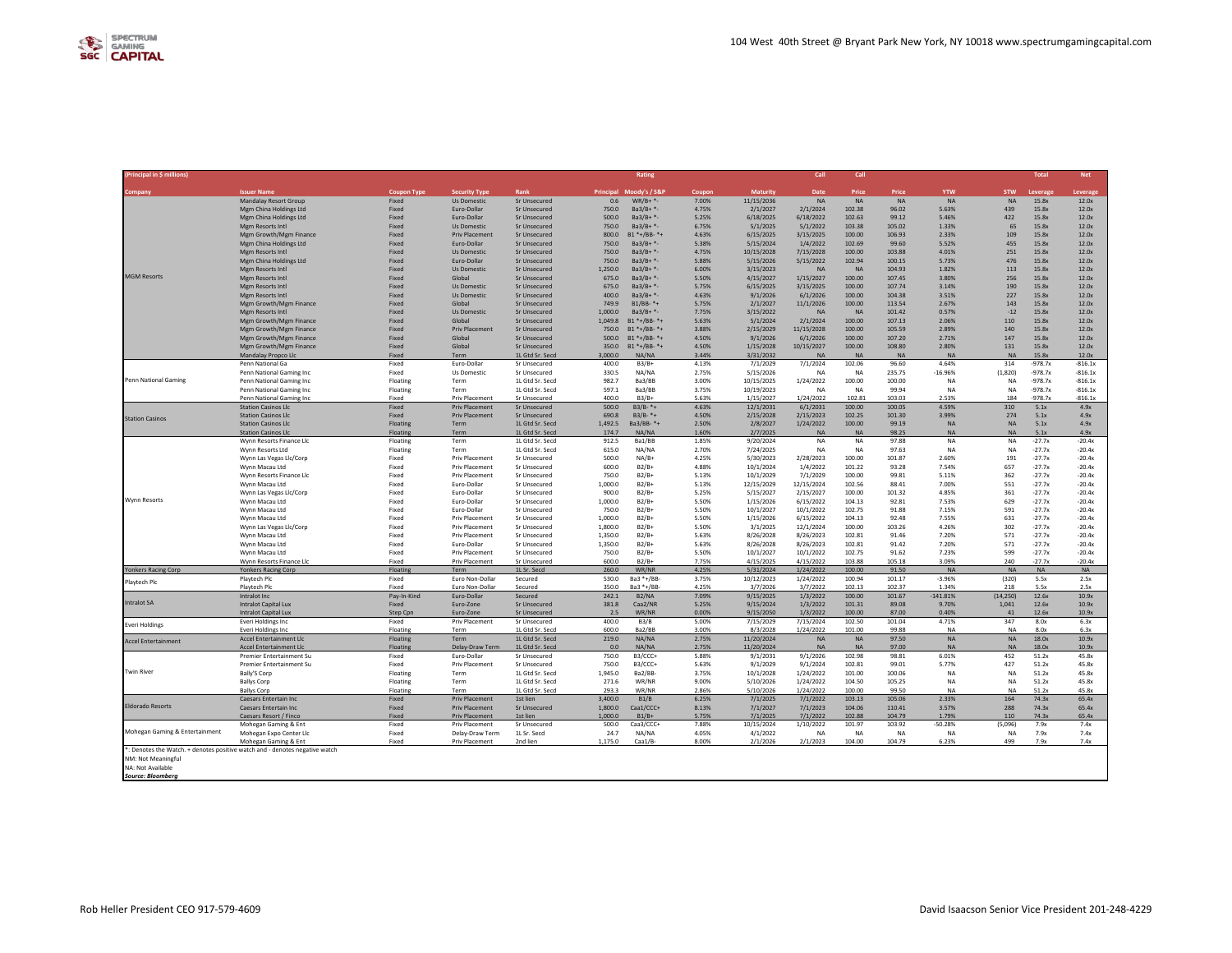| (Principal in $ millions) | | | | | | Rating | | | Call | Call | | | | Total | Net |
|---|---|---|---|---|---|---|---|---|---|---|---|---|---|---|---|
| Company | Issuer Name | Coupon Type | Security Type | Rank | Principal | Moody's / S&P | Coupon | Maturity | Date | Price | Price | YTW | STW | Leverage | Leverage |
| MGM Resorts | Mandalay Resort Group | Fixed | Us Domestic | Sr Unsecured | 0.6 | WR/B+ *- | 7.00% | 11/15/2036 | NA | NA | NA | NA | NA | 15.8x | 12.0x |
| | Mgm China Holdings Ltd | Fixed | Euro-Dollar | Sr Unsecured | 750.0 | Ba3/B+ *- | 4.75% | 2/1/2027 | 2/1/2024 | 102.38 | 96.02 | 5.63% | 439 | 15.8x | 12.0x |
| | Mgm China Holdings Ltd | Fixed | Euro-Dollar | Sr Unsecured | 500.0 | Ba3/B+ *- | 5.25% | 6/18/2025 | 6/18/2022 | 102.63 | 99.12 | 5.46% | 422 | 15.8x | 12.0x |
| | Mgm Resorts Intl | Fixed | Us Domestic | Sr Unsecured | 750.0 | Ba3/B+ *- | 6.75% | 5/1/2025 | 5/1/2022 | 103.38 | 105.02 | 1.33% | 65 | 15.8x | 12.0x |
| | Mgm Growth/Mgm Finance | Fixed | Priv Placement | Sr Unsecured | 800.0 | B1 *+/BB- *+ | 4.63% | 6/15/2025 | 3/15/2025 | 100.00 | 106.93 | 2.33% | 109 | 15.8x | 12.0x |
| | Mgm China Holdings Ltd | Fixed | Euro-Dollar | Sr Unsecured | 750.0 | Ba3/B+ *- | 5.38% | 5/15/2024 | 1/4/2022 | 102.69 | 99.60 | 5.52% | 455 | 15.8x | 12.0x |
| | Mgm Resorts Intl | Fixed | Us Domestic | Sr Unsecured | 750.0 | Ba3/B+ *- | 4.75% | 10/15/2028 | 7/15/2028 | 100.00 | 103.88 | 4.01% | 251 | 15.8x | 12.0x |
| | Mgm China Holdings Ltd | Fixed | Euro-Dollar | Sr Unsecured | 750.0 | Ba3/B+ *- | 5.88% | 5/15/2026 | 5/15/2022 | 102.94 | 100.15 | 5.73% | 476 | 15.8x | 12.0x |
| | Mgm Resorts Intl | Fixed | Us Domestic | Sr Unsecured | 1,250.0 | Ba3/B+ *- | 6.00% | 3/15/2023 | NA | NA | 104.93 | 1.82% | 113 | 15.8x | 12.0x |
| | Mgm Resorts Intl | Fixed | Global | Sr Unsecured | 675.0 | Ba3/B+ *- | 5.50% | 4/15/2027 | 1/15/2027 | 100.00 | 107.45 | 3.80% | 256 | 15.8x | 12.0x |
| | Mgm Resorts Intl | Fixed | Us Domestic | Sr Unsecured | 675.0 | Ba3/B+ *- | 5.75% | 6/15/2025 | 3/15/2025 | 100.00 | 107.74 | 3.14% | 190 | 15.8x | 12.0x |
| | Mgm Resorts Intl | Fixed | Us Domestic | Sr Unsecured | 400.0 | Ba3/B+ *- | 4.63% | 9/1/2026 | 6/1/2026 | 100.00 | 104.38 | 3.51% | 227 | 15.8x | 12.0x |
| | Mgm Growth/Mgm Finance | Fixed | Global | Sr Unsecured | 749.9 | B1/BB- *+ | 5.75% | 2/1/2027 | 11/1/2026 | 100.00 | 113.54 | 2.67% | 143 | 15.8x | 12.0x |
| | Mgm Resorts Intl | Fixed | Us Domestic | Sr Unsecured | 1,000.0 | Ba3/B+ *- | 7.75% | 3/15/2022 | NA | NA | 101.42 | 0.57% | -12 | 15.8x | 12.0x |
| | Mgm Growth/Mgm Finance | Fixed | Global | Sr Unsecured | 1,049.8 | B1 *+/BB- *+ | 5.63% | 5/1/2024 | 2/1/2024 | 100.00 | 107.13 | 2.06% | 110 | 15.8x | 12.0x |
| | Mgm Growth/Mgm Finance | Fixed | Priv Placement | Sr Unsecured | 750.0 | B1 *+/BB- *+ | 3.88% | 2/15/2029 | 11/15/2028 | 100.00 | 105.59 | 2.89% | 140 | 15.8x | 12.0x |
| | Mgm Growth/Mgm Finance | Fixed | Global | Sr Unsecured | 500.0 | B1 *+/BB- *+ | 4.50% | 9/1/2026 | 6/1/2026 | 100.00 | 107.20 | 2.71% | 147 | 15.8x | 12.0x |
| | Mgm Growth/Mgm Finance | Fixed | Global | Sr Unsecured | 350.0 | B1 *+/BB- *+ | 4.50% | 1/15/2028 | 10/15/2027 | 100.00 | 108.80 | 2.80% | 131 | 15.8x | 12.0x |
| | Mandalay Propco Llc | Fixed | Term | 1L Gtd Sr. Secd | 3,000.0 | NA/NA | 3.44% | 3/31/2032 | NA | NA | NA | NA | NA | 15.8x | 12.0x |
| Penn National Gaming | Penn National Ga | Fixed | Euro-Dollar | Sr Unsecured | 400.0 | B3/B+ | 4.13% | 7/1/2029 | 7/1/2024 | 102.06 | 96.60 | 4.64% | 314 | -978.7x | -816.1x |
| | Penn National Gaming Inc | Fixed | Us Domestic | Sr Unsecured | 330.5 | NA/NA | 2.75% | 5/15/2026 | NA | NA | 235.75 | -16.96% | (1,820) | -978.7x | -816.1x |
| | Penn National Gaming Inc | Floating | Term | 1L Gtd Sr. Secd | 982.7 | Ba3/BB | 3.00% | 10/15/2025 | 1/24/2022 | 100.00 | 100.00 | NA | NA | -978.7x | -816.1x |
| | Penn National Gaming Inc | Floating | Term | 1L Gtd Sr. Secd | 597.1 | Ba3/BB | 3.75% | 10/19/2023 | NA | NA | 99.94 | NA | NA | -978.7x | -816.1x |
| | Penn National Gaming Inc | Fixed | Priv Placement | Sr Unsecured | 400.0 | B3/B+ | 5.63% | 1/15/2027 | 1/24/2022 | 102.81 | 103.03 | 2.53% | 184 | -978.7x | -816.1x |
| Station Casinos | Station Casinos Llc | Fixed | Priv Placement | Sr Unsecured | 500.0 | B3/B- *+ | 4.63% | 12/1/2031 | 6/1/2031 | 100.00 | 100.05 | 4.59% | 310 | 5.1x | 4.9x |
| | Station Casinos Llc | Fixed | Priv Placement | Sr Unsecured | 690.8 | B3/B- *+ | 4.50% | 2/15/2028 | 2/15/2023 | 102.25 | 101.30 | 3.99% | 274 | 5.1x | 4.9x |
| | Station Casinos Llc | Floating | Term | 1L Gtd Sr. Secd | 1,492.5 | Ba3/BB- *+ | 2.50% | 2/8/2027 | 1/24/2022 | 100.00 | 99.19 | NA | NA | 5.1x | 4.9x |
| | Station Casinos Llc | Floating | Term | 1L Gtd Sr. Secd | 174.7 | NA/NA | 1.60% | 2/7/2025 | NA | NA | 98.25 | NA | NA | 5.1x | 4.9x |
| Wynn Resorts | Wynn Resorts Finance Llc | Floating | Term | 1L Gtd Sr. Secd | 912.5 | Ba1/BB | 1.85% | 9/20/2024 | NA | NA | 97.88 | NA | NA | -27.7x | -20.4x |
| | Wynn Resorts Ltd | Floating | Term | 1L Gtd Sr. Secd | 615.0 | NA/NA | 2.70% | 7/24/2025 | NA | NA | 97.63 | NA | NA | -27.7x | -20.4x |
| | Wynn Las Vegas Llc/Corp | Fixed | Priv Placement | Sr Unsecured | 500.0 | NA/B+ | 4.25% | 5/30/2023 | 2/28/2023 | 100.00 | 101.87 | 2.60% | 191 | -27.7x | -20.4x |
| | Wynn Macau Ltd | Fixed | Priv Placement | Sr Unsecured | 600.0 | B2/B+ | 4.88% | 10/1/2024 | 1/4/2022 | 101.22 | 93.28 | 7.54% | 657 | -27.7x | -20.4x |
| | Wynn Resorts Finance Llc | Fixed | Priv Placement | Sr Unsecured | 750.0 | B2/B+ | 5.13% | 10/1/2029 | 7/1/2029 | 100.00 | 99.81 | 5.11% | 362 | -27.7x | -20.4x |
| | Wynn Macau Ltd | Fixed | Euro-Dollar | Sr Unsecured | 1,000.0 | B2/B+ | 5.13% | 12/15/2029 | 12/15/2024 | 102.56 | 88.41 | 7.00% | 551 | -27.7x | -20.4x |
| | Wynn Las Vegas Llc/Corp | Fixed | Euro-Dollar | Sr Unsecured | 900.0 | B2/B+ | 5.25% | 5/15/2027 | 2/15/2027 | 100.00 | 101.32 | 4.85% | 361 | -27.7x | -20.4x |
| | Wynn Macau Ltd | Fixed | Euro-Dollar | Sr Unsecured | 1,000.0 | B2/B+ | 5.50% | 1/15/2026 | 6/15/2022 | 104.13 | 92.81 | 7.53% | 629 | -27.7x | -20.4x |
| | Wynn Macau Ltd | Fixed | Euro-Dollar | Sr Unsecured | 750.0 | B2/B+ | 5.50% | 10/1/2027 | 10/1/2022 | 102.75 | 91.88 | 7.15% | 591 | -27.7x | -20.4x |
| | Wynn Macau Ltd | Fixed | Priv Placement | Sr Unsecured | 1,000.0 | B2/B+ | 5.50% | 1/15/2026 | 6/15/2022 | 104.13 | 92.48 | 7.55% | 631 | -27.7x | -20.4x |
| | Wynn Las Vegas Llc/Corp | Fixed | Priv Placement | Sr Unsecured | 1,800.0 | B2/B+ | 5.50% | 3/1/2025 | 12/1/2024 | 100.00 | 103.26 | 4.26% | 302 | -27.7x | -20.4x |
| | Wynn Macau Ltd | Fixed | Priv Placement | Sr Unsecured | 1,350.0 | B2/B+ | 5.63% | 8/26/2028 | 8/26/2023 | 102.81 | 91.46 | 7.20% | 571 | -27.7x | -20.4x |
| | Wynn Macau Ltd | Fixed | Euro-Dollar | Sr Unsecured | 1,350.0 | B2/B+ | 5.63% | 8/26/2028 | 8/26/2023 | 102.81 | 91.42 | 7.20% | 571 | -27.7x | -20.4x |
| | Wynn Macau Ltd | Fixed | Priv Placement | Sr Unsecured | 750.0 | B2/B+ | 5.50% | 10/1/2027 | 10/1/2022 | 102.75 | 91.62 | 7.23% | 599 | -27.7x | -20.4x |
| | Wynn Resorts Finance Llc | Fixed | Priv Placement | Sr Unsecured | 600.0 | B2/B+ | 7.75% | 4/15/2025 | 4/15/2022 | 103.88 | 105.18 | 3.09% | 240 | -27.7x | -20.4x |
| Yonkers Racing Corp | Yonkers Racing Corp | Floating | Term | 1L Sr. Secd | 260.0 | WR/NR | 4.25% | 5/31/2024 | 1/24/2022 | 100.00 | 91.50 | NA | NA | NA | NA |
| Playtech Plc | Playtech Plc | Fixed | Euro Non-Dollar | Secured | 530.0 | Ba3 *+/BB- | 3.75% | 10/12/2023 | 1/24/2022 | 100.94 | 101.17 | -3.96% | (320) | 5.5x | 2.5x |
| | Playtech Plc | Fixed | Euro Non-Dollar | Secured | 350.0 | Ba3 *+/BB- | 4.25% | 3/7/2026 | 3/7/2022 | 102.13 | 102.37 | 1.34% | 218 | 5.5x | 2.5x |
| Intralot SA | Intralot Inc | Pay-In-Kind | Euro-Dollar | Secured | 242.1 | B2/NA | 7.09% | 9/15/2025 | 1/3/2022 | 100.00 | 101.67 | -141.81% | (14,250) | 12.6x | 10.9x |
| | Intralot Capital Lux | Fixed | Euro-Zone | Sr Unsecured | 381.8 | Caa2/NR | 5.25% | 9/15/2024 | 1/3/2022 | 101.31 | 89.08 | 9.70% | 1,041 | 12.6x | 10.9x |
| | Intralot Capital Lux | Step Cpn | Euro-Zone | Sr Unsecured | 2.5 | WR/NR | 0.00% | 9/15/2050 | 1/3/2022 | 100.00 | 87.00 | 0.40% | 41 | 12.6x | 10.9x |
| Everi Holdings | Everi Holdings Inc | Fixed | Priv Placement | Sr Unsecured | 400.0 | B3/B | 5.00% | 7/15/2029 | 7/15/2024 | 102.50 | 101.04 | 4.71% | 347 | 8.0x | 6.3x |
| | Everi Holdings Inc | Floating | Term | 1L Gtd Sr. Secd | 600.0 | Ba2/BB | 3.00% | 8/3/2028 | 1/24/2022 | 101.00 | 99.88 | NA | NA | 8.0x | 6.3x |
| Accel Entertainment | Accel Entertainment Llc | Floating | Term | 1L Gtd Sr. Secd | 219.0 | NA/NA | 2.75% | 11/20/2024 | NA | NA | 97.50 | NA | NA | 18.0x | 10.9x |
| | Accel Entertainment Llc | Floating | Delay-Draw Term | 1L Gtd Sr. Secd | 0.0 | NA/NA | 2.75% | 11/20/2024 | NA | NA | 97.00 | NA | NA | 18.0x | 10.9x |
| Twin River | Premier Entertainment Su | Fixed | Euro-Dollar | Sr Unsecured | 750.0 | B3/CCC+ | 5.88% | 9/1/2031 | 9/1/2026 | 102.98 | 98.81 | 6.01% | 452 | 51.2x | 45.8x |
| | Premier Entertainment Su | Fixed | Priv Placement | Sr Unsecured | 750.0 | B3/CCC+ | 5.63% | 9/1/2029 | 9/1/2024 | 102.81 | 99.01 | 5.77% | 427 | 51.2x | 45.8x |
| | Bally'S Corp | Floating | Term | 1L Gtd Sr. Secd | 1,945.0 | Ba2/BB- | 3.75% | 10/1/2028 | 1/24/2022 | 101.00 | 100.06 | NA | NA | 51.2x | 45.8x |
| | Ballys Corp | Floating | Term | 1L Gtd Sr. Secd | 271.6 | WR/NR | 9.00% | 5/10/2026 | 1/24/2022 | 104.50 | 105.25 | NA | NA | 51.2x | 45.8x |
| | Ballys Corp | Floating | Term | 1L Gtd Sr. Secd | 293.3 | WR/NR | 2.86% | 5/10/2026 | 1/24/2022 | 100.00 | 99.50 | NA | NA | 51.2x | 45.8x |
| Eldorado Resorts | Caesars Entertain Inc | Fixed | Priv Placement | 1st lien | 3,400.0 | B1/B | 6.25% | 7/1/2025 | 7/1/2022 | 103.13 | 105.06 | 2.33% | 164 | 74.3x | 65.4x |
| | Caesars Entertain Inc | Fixed | Priv Placement | Sr Unsecured | 1,800.0 | Caa1/CCC+ | 8.13% | 7/1/2027 | 7/1/2023 | 104.06 | 110.41 | 3.57% | 288 | 74.3x | 65.4x |
| | Caesars Resort / Finco | Fixed | Priv Placement | 1st lien | 1,000.0 | B1/B+ | 5.75% | 7/1/2025 | 7/1/2022 | 102.88 | 104.79 | 1.79% | 110 | 74.3x | 65.4x |
| Mohegan Gaming & Entertainment | Mohegan Gaming & Ent | Fixed | Priv Placement | Sr Unsecured | 500.0 | Caa3/CCC+ | 7.88% | 10/15/2024 | 1/10/2022 | 101.97 | 103.92 | -50.28% | (5,096) | 7.9x | 7.4x |
| | Mohegan Expo Center Llc | Fixed | Delay-Draw Term | 1L Sr. Secd | 24.7 | NA/NA | 4.05% | 4/1/2022 | NA | NA | NA | NA | NA | 7.9x | 7.4x |
| | Mohegan Gaming & Ent | Fixed | Priv Placement | 2nd lien | 1,175.0 | Caa1/B- | 8.00% | 2/1/2026 | 2/1/2023 | 104.00 | 104.79 | 6.23% | 499 | 7.9x | 7.4x |

*: Denotes the Watch. + denotes positive watch and - denotes negative watch
NM: Not Meaningful
NA: Not Available
***Source: Bloomberg***